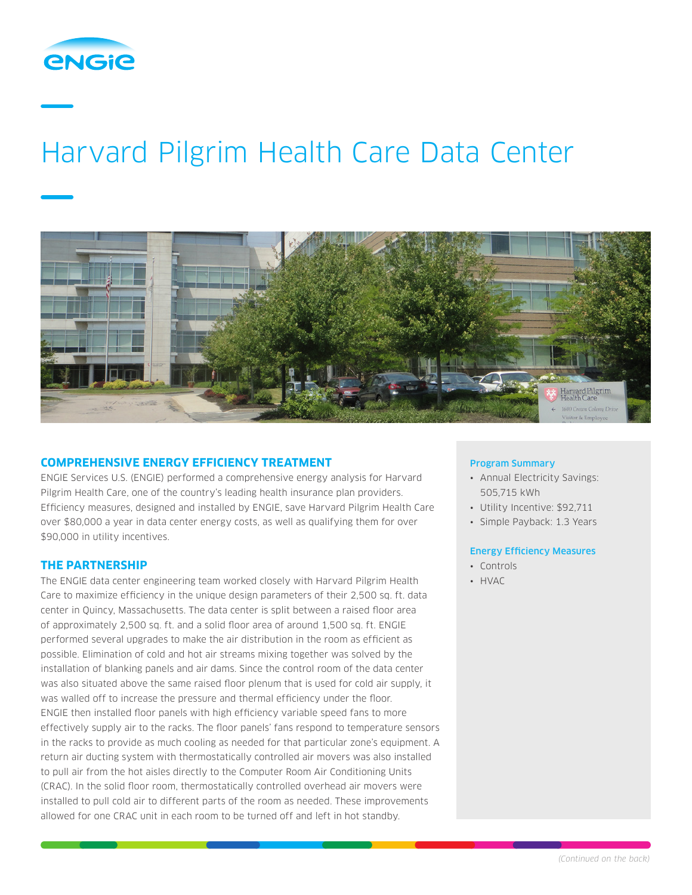# Harvard Pilgrim Health Care Data Center

## COMPREHENSIVE ENERGY EFFICIENCY TREATMENT

ENGIE Services U.S. (ENGIE) performed a comprehensive energy analysis for Harvard Pilgrim Health Care, one of the country's leading health insurance plan providers. Efficiency measures, designed and installed by ENGIE, save Harvard Pilgrim Health Care over $80,000 a year in data center energy costs, as well as qualifying them for over $90,000 in utility incentives.

## THE PARTNERSHIP

The ENGIE data center engineering team worked closely with Harvard Pilgrim Health Care to maximize efficiency in the unique design parameters of their 2,500 sq. ft. data center in Quincy, Massachusetts. The data center is split between a raised floor area of approximately 2,500 sq. ft. and a solid floor area of around 1,500 sq. ft. ENGIE performed several upgrades to make the air distribution in the room as efficient as possible. Elimination of cold and hot air streams mixing together was solved by the installation of blanking panels and air dams. Since the control room of the data center was also situated above the same raised floor plenum that is used for cold air supply, it was walled off to increase the pressure and thermal efficiency under the floor. ENGIE then installed floor panels with high efficiency variable speed fans to more effectively supply air to the racks. The floor panels' fans respond to temperature sensors in the racks to provide as much cooling as needed for that particular zone's equipment. A return air ducting system with thermostatically controlled air movers was also installed to pull air from the hot aisles directly to the Computer Room Air Conditioning Units (CRAC). In the solid floor room, thermostatically controlled overhead air movers were installed to pull cold air to different parts of the room as needed. These improvements allowed for one CRAC unit in each room to be turned off and left in hot standby.

### Program Summary

- Annual Electricity Savings: 505,715 kWh
- Utility Incentive: $92,711
- Simple Payback: 1.3 Years

### Energy Efficiency Measures

- Controls
- HVAC

*(Continued on the back)*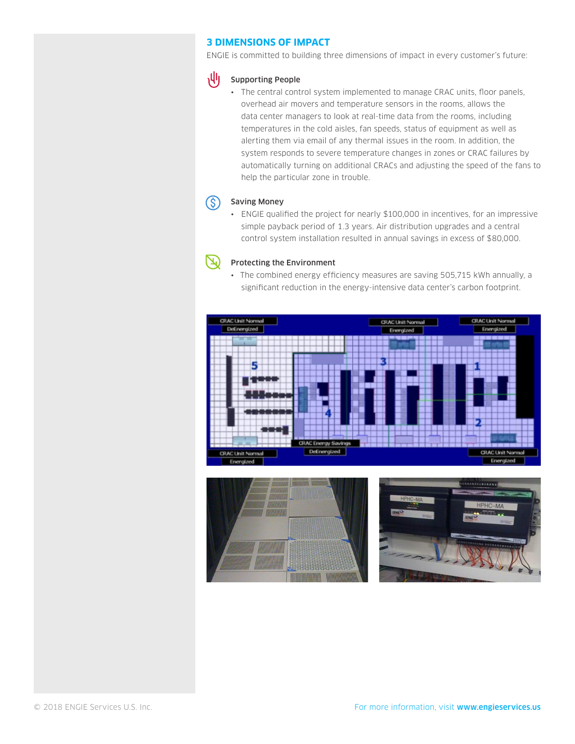## 3 DIMENSIONS OF IMPACT

ENGIE is committed to building three dimensions of impact in every customer's future:

### Supporting People

- The central control system implemented to manage CRAC units, floor panels, overhead air movers and temperature sensors in the rooms, allows the data center managers to look at real-time data from the rooms, including temperatures in the cold aisles, fan speeds, status of equipment as well as alerting them via email of any thermal issues in the room. In addition, the system responds to severe temperature changes in zones or CRAC failures by automatically turning on additional CRACs and adjusting the speed of the fans to help the particular zone in trouble.

### Saving Money

- ENGIE qualified the project for nearly $100,000 in incentives, for an impressive simple payback period of 1.3 years. Air distribution upgrades and a central control system installation resulted in annual savings in excess of $80,000.

### Protecting the Environment

- The combined energy efficiency measures are saving 505,715 kWh annually, a significant reduction in the energy-intensive data center's carbon footprint.

© 2018 ENGIE Services U.S. Inc.

For more information, visit **www.engieservices.us**